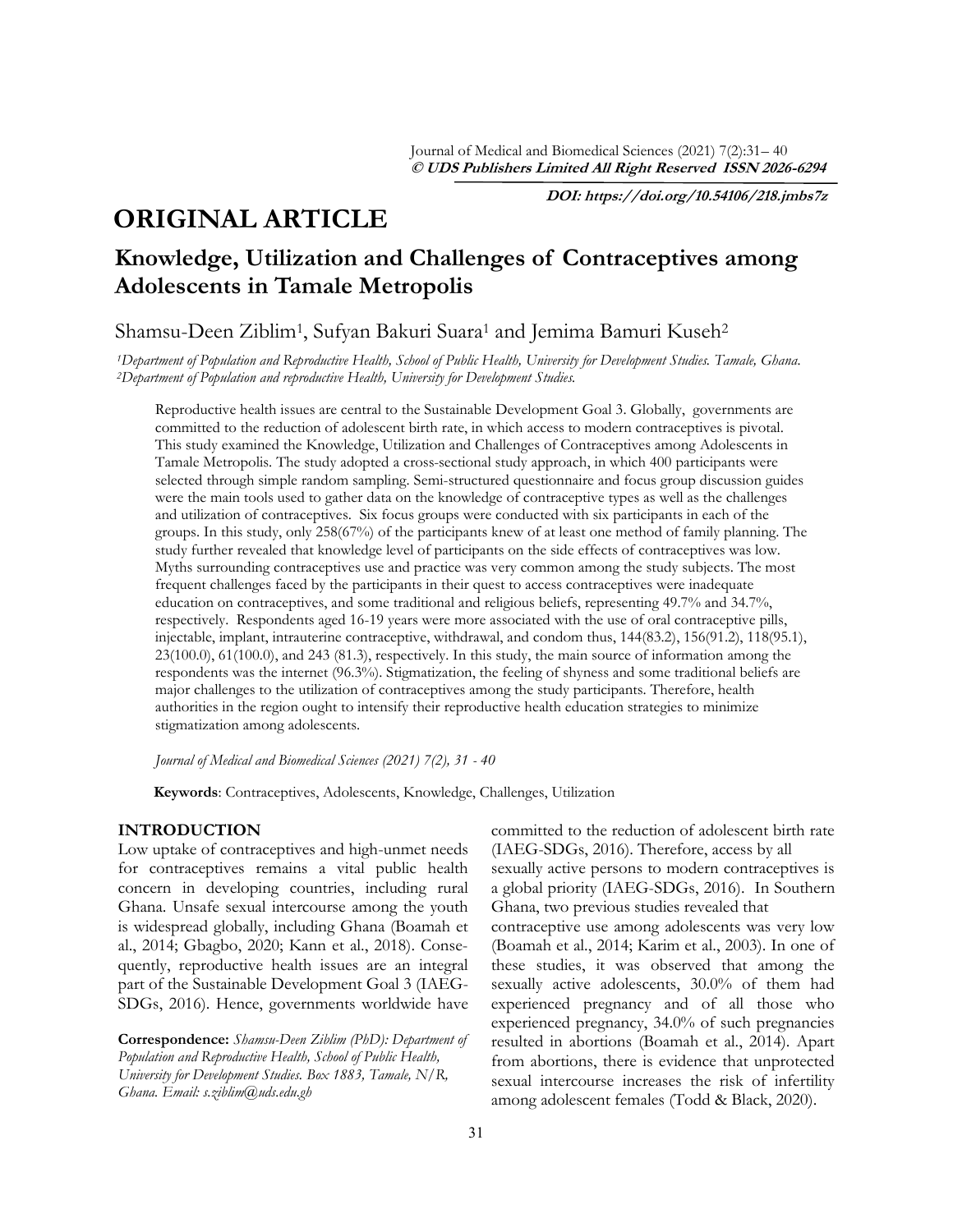Journal of Medical and Biomedical Sciences (2021) 7(2):31– 40
**© UDS Publishers Limited All Right Reserved ISSN 2026-6294**

***DOI: https://doi.org/10.54106/218.jmbs7z***

# ORIGINAL ARTICLE

## Knowledge, Utilization and Challenges of Contraceptives among Adolescents in Tamale Metropolis

Shamsu-Deen Ziblim[1], Sufyan Bakuri Suara[1] and Jemima Bamuri Kuseh[2]

*[1]Department of Population and Reproductive Health, School of Public Health, University for Development Studies. Tamale, Ghana.*
*[2]Department of Population and reproductive Health, University for Development Studies.*

Reproductive health issues are central to the Sustainable Development Goal 3. Globally, governments are committed to the reduction of adolescent birth rate, in which access to modern contraceptives is pivotal. This study examined the Knowledge, Utilization and Challenges of Contraceptives among Adolescents in Tamale Metropolis. The study adopted a cross-sectional study approach, in which 400 participants were selected through simple random sampling. Semi-structured questionnaire and focus group discussion guides were the main tools used to gather data on the knowledge of contraceptive types as well as the challenges and utilization of contraceptives. Six focus groups were conducted with six participants in each of the groups. In this study, only 258(67%) of the participants knew of at least one method of family planning. The study further revealed that knowledge level of participants on the side effects of contraceptives was low. Myths surrounding contraceptives use and practice was very common among the study subjects. The most frequent challenges faced by the participants in their quest to access contraceptives were inadequate education on contraceptives, and some traditional and religious beliefs, representing 49.7% and 34.7%, respectively. Respondents aged 16-19 years were more associated with the use of oral contraceptive pills, injectable, implant, intrauterine contraceptive, withdrawal, and condom thus, 144(83.2), 156(91.2), 118(95.1), 23(100.0), 61(100.0), and 243 (81.3), respectively. In this study, the main source of information among the respondents was the internet (96.3%). Stigmatization, the feeling of shyness and some traditional beliefs are major challenges to the utilization of contraceptives among the study participants. Therefore, health authorities in the region ought to intensify their reproductive health education strategies to minimize stigmatization among adolescents.

*Journal of Medical and Biomedical Sciences (2021) 7(2), 31 - 40*

**Keywords**: Contraceptives, Adolescents, Knowledge, Challenges, Utilization

## INTRODUCTION

Low uptake of contraceptives and high-unmet needs for contraceptives remains a vital public health concern in developing countries, including rural Ghana. Unsafe sexual intercourse among the youth is widespread globally, including Ghana (Boamah et al., 2014; Gbagbo, 2020; Kann et al., 2018). Consequently, reproductive health issues are an integral part of the Sustainable Development Goal 3 (IAEG-SDGs, 2016). Hence, governments worldwide have committed to the reduction of adolescent birth rate (IAEG-SDGs, 2016). Therefore, access by all sexually active persons to modern contraceptives is a global priority (IAEG-SDGs, 2016). In Southern Ghana, two previous studies revealed that contraceptive use among adolescents was very low (Boamah et al., 2014; Karim et al., 2003). In one of these studies, it was observed that among the sexually active adolescents, 30.0% of them had experienced pregnancy and of all those who experienced pregnancy, 34.0% of such pregnancies resulted in abortions (Boamah et al., 2014). Apart from abortions, there is evidence that unprotected sexual intercourse increases the risk of infertility among adolescent females (Todd & Black, 2020).

**Correspondence:** *Shamsu-Deen Ziblim (PhD): Department of Population and Reproductive Health, School of Public Health, University for Development Studies. Box 1883, Tamale, N/R, Ghana. Email: s.ziblim@uds.edu.gh*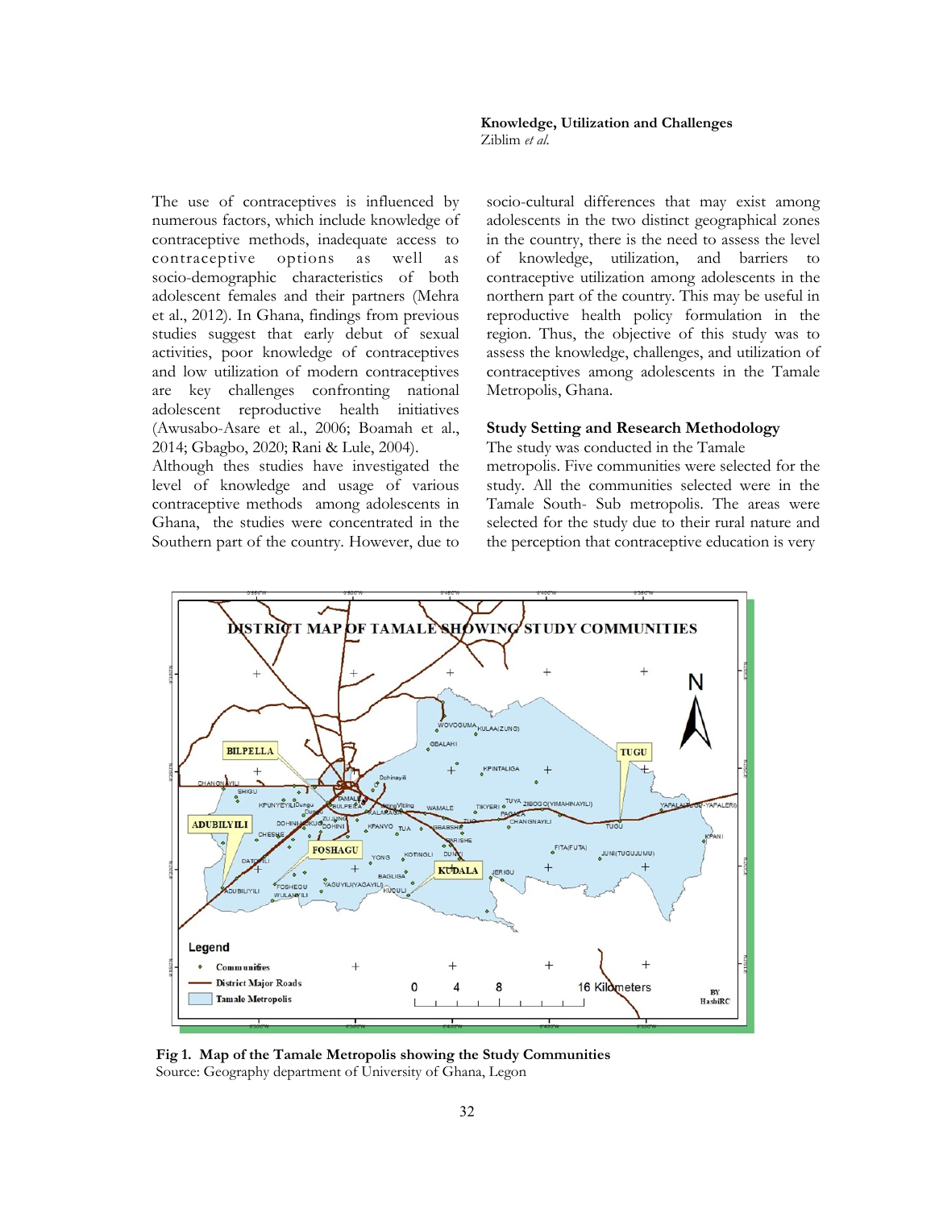The use of contraceptives is influenced by numerous factors, which include knowledge of contraceptive methods, inadequate access to contraceptive options as well as socio-demographic characteristics of both adolescent females and their partners (Mehra et al., 2012). In Ghana, findings from previous studies suggest that early debut of sexual activities, poor knowledge of contraceptives and low utilization of modern contraceptives are key challenges confronting national adolescent reproductive health initiatives (Awusabo-Asare et al., 2006; Boamah et al., 2014; Gbagbo, 2020; Rani & Lule, 2004).

Although thes studies have investigated the level of knowledge and usage of various contraceptive methods among adolescents in Ghana, the studies were concentrated in the Southern part of the country. However, due to socio-cultural differences that may exist among adolescents in the two distinct geographical zones in the country, there is the need to assess the level of knowledge, utilization, and barriers to contraceptive utilization among adolescents in the northern part of the country. This may be useful in reproductive health policy formulation in the region. Thus, the objective of this study was to assess the knowledge, challenges, and utilization of contraceptives among adolescents in the Tamale Metropolis, Ghana.

## Study Setting and Research Methodology

The study was conducted in the Tamale metropolis. Five communities were selected for the study. All the communities selected were in the Tamale South- Sub metropolis. The areas were selected for the study due to their rural nature and the perception that contraceptive education is very

**Fig 1. Map of the Tamale Metropolis showing the Study Communities**
Source: Geography department of University of Ghana, Legon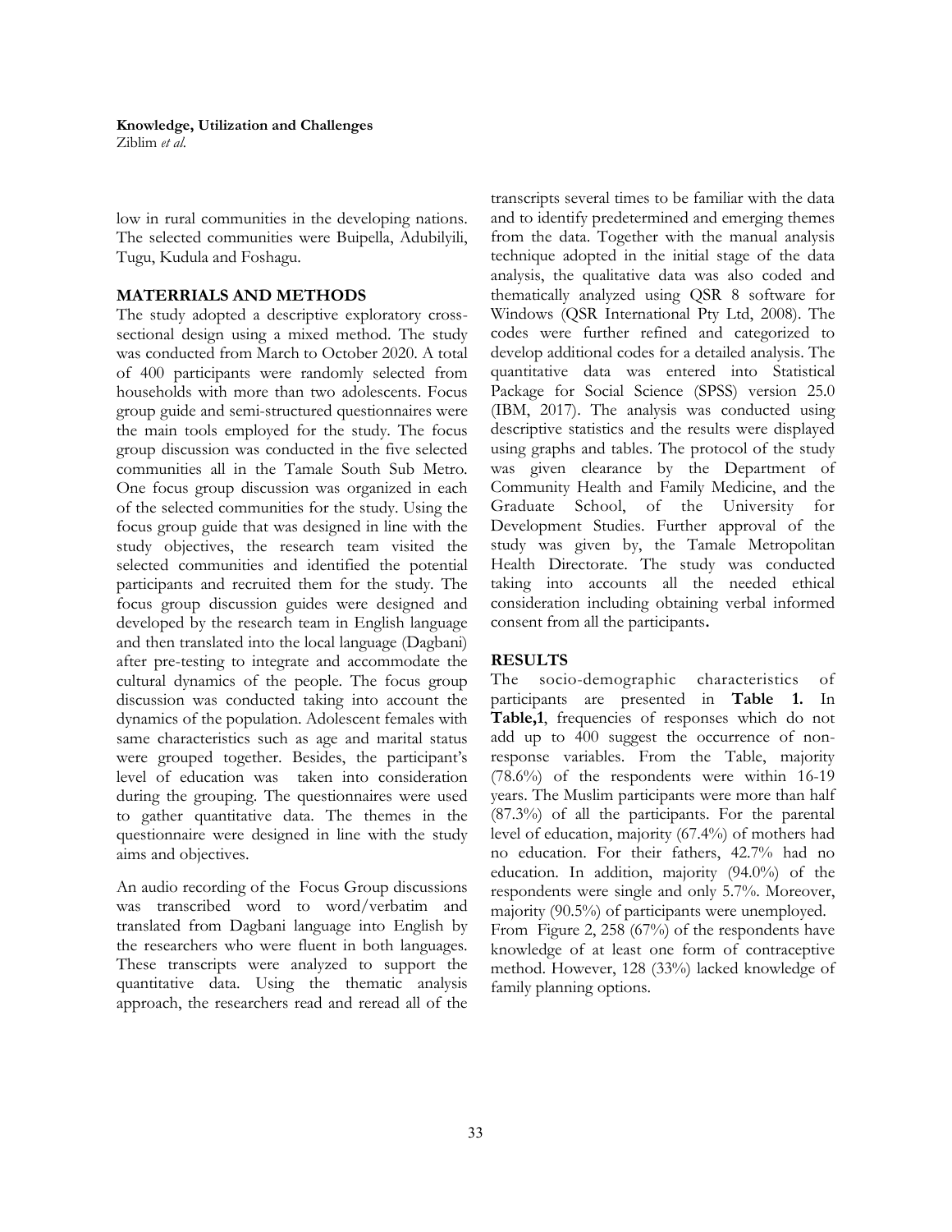low in rural communities in the developing nations. The selected communities were Buipella, Adubilyili, Tugu, Kudula and Foshagu.

## MATERRIALS AND METHODS

The study adopted a descriptive exploratory cross-sectional design using a mixed method. The study was conducted from March to October 2020. A total of 400 participants were randomly selected from households with more than two adolescents. Focus group guide and semi-structured questionnaires were the main tools employed for the study. The focus group discussion was conducted in the five selected communities all in the Tamale South Sub Metro. One focus group discussion was organized in each of the selected communities for the study. Using the focus group guide that was designed in line with the study objectives, the research team visited the selected communities and identified the potential participants and recruited them for the study. The focus group discussion guides were designed and developed by the research team in English language and then translated into the local language (Dagbani) after pre-testing to integrate and accommodate the cultural dynamics of the people. The focus group discussion was conducted taking into account the dynamics of the population. Adolescent females with same characteristics such as age and marital status were grouped together. Besides, the participant's level of education was taken into consideration during the grouping. The questionnaires were used to gather quantitative data. The themes in the questionnaire were designed in line with the study aims and objectives.

An audio recording of the Focus Group discussions was transcribed word to word/verbatim and translated from Dagbani language into English by the researchers who were fluent in both languages. These transcripts were analyzed to support the quantitative data. Using the thematic analysis approach, the researchers read and reread all of the transcripts several times to be familiar with the data and to identify predetermined and emerging themes from the data. Together with the manual analysis technique adopted in the initial stage of the data analysis, the qualitative data was also coded and thematically analyzed using QSR 8 software for Windows (QSR International Pty Ltd, 2008). The codes were further refined and categorized to develop additional codes for a detailed analysis. The quantitative data was entered into Statistical Package for Social Science (SPSS) version 25.0 (IBM, 2017). The analysis was conducted using descriptive statistics and the results were displayed using graphs and tables. The protocol of the study was given clearance by the Department of Community Health and Family Medicine, and the Graduate School, of the University for Development Studies. Further approval of the study was given by, the Tamale Metropolitan Health Directorate. The study was conducted taking into accounts all the needed ethical consideration including obtaining verbal informed consent from all the participants**.**

## RESULTS

The socio-demographic characteristics of participants are presented in **Table 1.** In **Table,1**, frequencies of responses which do not add up to 400 suggest the occurrence of non-response variables. From the Table, majority (78.6%) of the respondents were within 16-19 years. The Muslim participants were more than half (87.3%) of all the participants. For the parental level of education, majority (67.4%) of mothers had no education. For their fathers, 42.7% had no education. In addition, majority (94.0%) of the respondents were single and only 5.7%. Moreover, majority (90.5%) of participants were unemployed.

From Figure 2, 258 (67%) of the respondents have knowledge of at least one form of contraceptive method. However, 128 (33%) lacked knowledge of family planning options.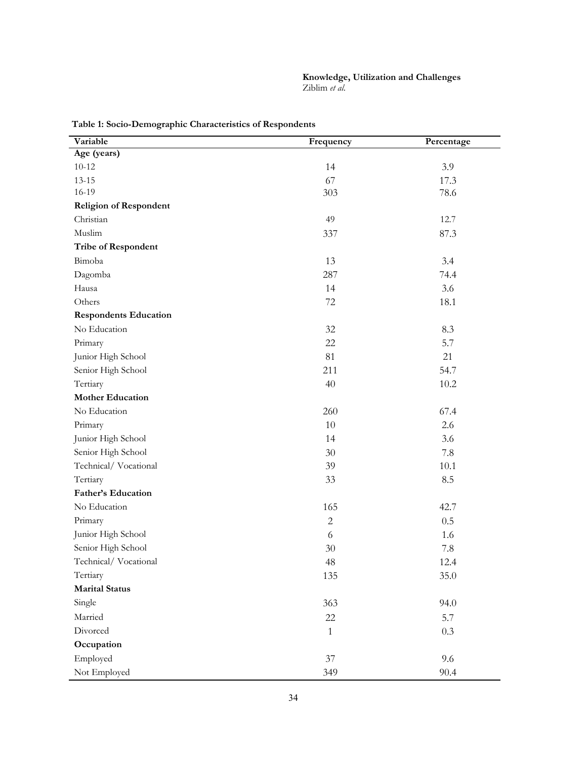**Table 1: Socio-Demographic Characteristics of Respondents**

| Variable | Frequency | Percentage |
| --- | --- | --- |
| **Age (years)** | | |
| 10-12 | 14 | 3.9 |
| 13-15 | 67 | 17.3 |
| 16-19 | 303 | 78.6 |
| **Religion of Respondent** | | |
| Christian | 49 | 12.7 |
| Muslim | 337 | 87.3 |
| **Tribe of Respondent** | | |
| Bimoba | 13 | 3.4 |
| Dagomba | 287 | 74.4 |
| Hausa | 14 | 3.6 |
| Others | 72 | 18.1 |
| **Respondents Education** | | |
| No Education | 32 | 8.3 |
| Primary | 22 | 5.7 |
| Junior High School | 81 | 21 |
| Senior High School | 211 | 54.7 |
| Tertiary | 40 | 10.2 |
| **Mother Education** | | |
| No Education | 260 | 67.4 |
| Primary | 10 | 2.6 |
| Junior High School | 14 | 3.6 |
| Senior High School | 30 | 7.8 |
| Technical/ Vocational | 39 | 10.1 |
| Tertiary | 33 | 8.5 |
| **Father's Education** | | |
| No Education | 165 | 42.7 |
| Primary | 2 | 0.5 |
| Junior High School | 6 | 1.6 |
| Senior High School | 30 | 7.8 |
| Technical/ Vocational | 48 | 12.4 |
| Tertiary | 135 | 35.0 |
| **Marital Status** | | |
| Single | 363 | 94.0 |
| Married | 22 | 5.7 |
| Divorced | 1 | 0.3 |
| **Occupation** | | |
| Employed | 37 | 9.6 |
| Not Employed | 349 | 90.4 |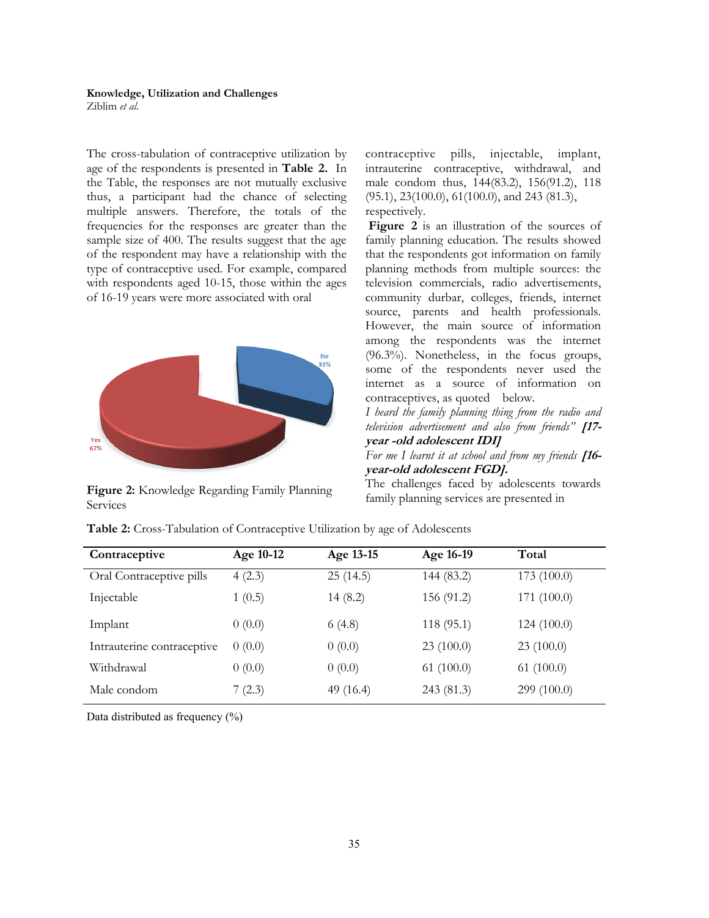The cross-tabulation of contraceptive utilization by age of the respondents is presented in **Table 2.** In the Table, the responses are not mutually exclusive thus, a participant had the chance of selecting multiple answers. Therefore, the totals of the frequencies for the responses are greater than the sample size of 400. The results suggest that the age of the respondent may have a relationship with the type of contraceptive used. For example, compared with respondents aged 10-15, those within the ages of 16-19 years were more associated with oral contraceptive pills, injectable, implant, intrauterine contraceptive, withdrawal, and male condom thus, 144(83.2), 156(91.2), 118 (95.1), 23(100.0), 61(100.0), and 243 (81.3), respectively.

**Figure 2:** Knowledge Regarding Family Planning Services

**Figure 2** is an illustration of the sources of family planning education. The results showed that the respondents got information on family planning methods from multiple sources: the television commercials, radio advertisements, community durbar, colleges, friends, internet source, parents and health professionals. However, the main source of information among the respondents was the internet (96.3%). Nonetheless, in the focus groups, some of the respondents never used the internet as a source of information on contraceptives, as quoted below.

*I heard the family planning thing from the radio and television advertisement and also from friends"* ***[17-year -old adolescent IDI]***

*For me I learnt it at school and from my friends* ***[16-year-old adolescent FGD].***

The challenges faced by adolescents towards family planning services are presented in

**Table 2:** Cross-Tabulation of Contraceptive Utilization by age of Adolescents

| Contraceptive | Age 10-12 | Age 13-15 | Age 16-19 | Total |
|---|---|---|---|---|
| Oral Contraceptive pills | 4 (2.3) | 25 (14.5) | 144 (83.2) | 173 (100.0) |
| Injectable | 1 (0.5) | 14 (8.2) | 156 (91.2) | 171 (100.0) |
| Implant | 0 (0.0) | 6 (4.8) | 118 (95.1) | 124 (100.0) |
| Intrauterine contraceptive | 0 (0.0) | 0 (0.0) | 23 (100.0) | 23 (100.0) |
| Withdrawal | 0 (0.0) | 0 (0.0) | 61 (100.0) | 61 (100.0) |
| Male condom | 7 (2.3) | 49 (16.4) | 243 (81.3) | 299 (100.0) |

Data distributed as frequency (%)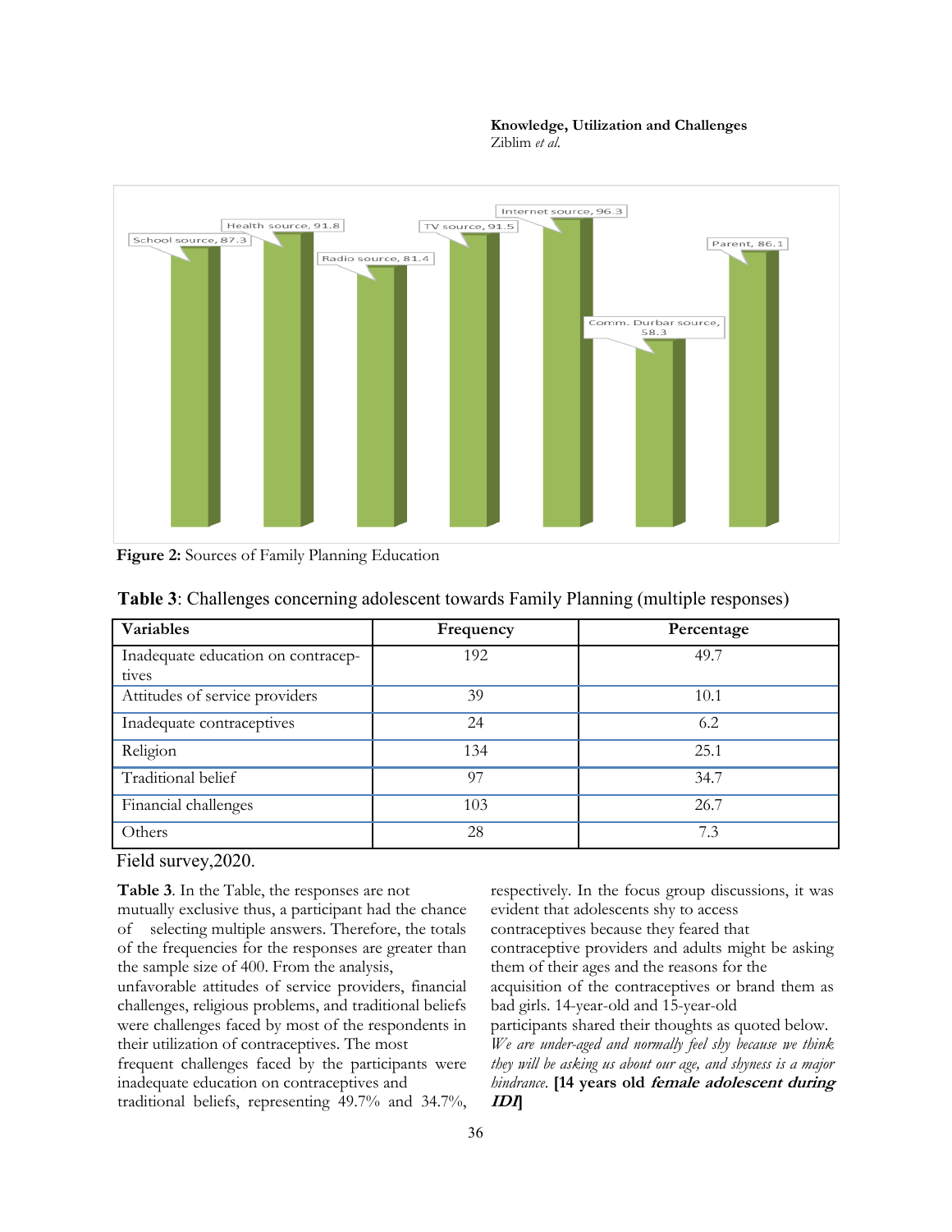Figure 2: Sources of Family Planning Education

**Table 3**: Challenges concerning adolescent towards Family Planning (multiple responses)

| Variables | Frequency | Percentage |
|---|---|---|
| Inadequate education on contraceptives | 192 | 49.7 |
| Attitudes of service providers | 39 | 10.1 |
| Inadequate contraceptives | 24 | 6.2 |
| Religion | 134 | 25.1 |
| Traditional belief | 97 | 34.7 |
| Financial challenges | 103 | 26.7 |
| Others | 28 | 7.3 |

Field survey,2020.

**Table 3**. In the Table, the responses are not mutually exclusive thus, a participant had the chance of selecting multiple answers. Therefore, the totals of the frequencies for the responses are greater than the sample size of 400. From the analysis, unfavorable attitudes of service providers, financial challenges, religious problems, and traditional beliefs were challenges faced by most of the respondents in their utilization of contraceptives. The most frequent challenges faced by the participants were inadequate education on contraceptives and traditional beliefs, representing 49.7% and 34.7%, respectively. In the focus group discussions, it was evident that adolescents shy to access contraceptives because they feared that contraceptive providers and adults might be asking them of their ages and the reasons for the acquisition of the contraceptives or brand them as bad girls. 14-year-old and 15-year-old participants shared their thoughts as quoted below.

*We are under-aged and normally feel shy because we think they will be asking us about our age, and shyness is a major hindrance.* **[14 years old *female adolescent during IDI*]**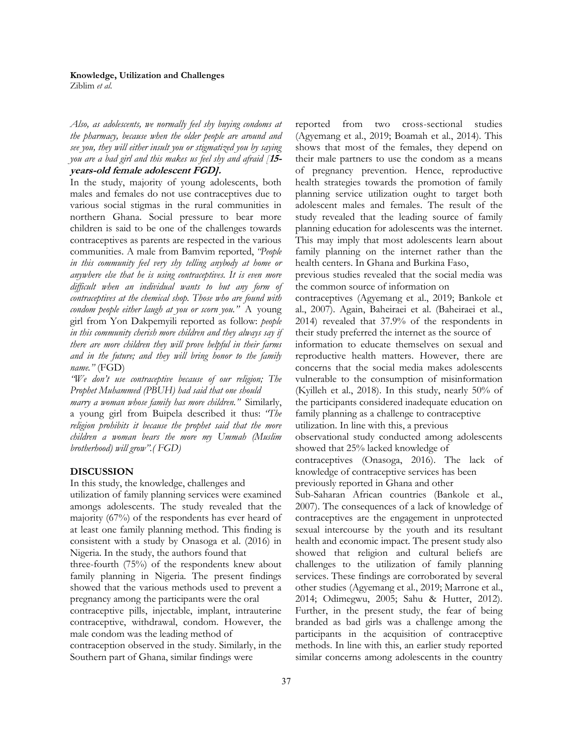*Also, as adolescents, we normally feel shy buying condoms at the pharmacy, because when the older people are around and see you, they will either insult you or stigmatized you by saying you are a bad girl and this makes us feel shy and afraid [**15-years-old female adolescent FGD].***

In the study, majority of young adolescents, both males and females do not use contraceptives due to various social stigmas in the rural communities in northern Ghana. Social pressure to bear more children is said to be one of the challenges towards contraceptives as parents are respected in the various communities. A male from Bamvim reported, *"People in this community feel very shy telling anybody at home or anywhere else that he is using contraceptives. It is even more difficult when an individual wants to but any form of contraceptives at the chemical shop. Those who are found with condom people either laugh at you or scorn you."* A young girl from Yon Dakpemyili reported as follow: *people in this community cherish more children and they always say if there are more children they will prove helpful in their farms and in the future; and they will bring honor to the family name."* (FGD)

*"We don't use contraceptive because of our religion; The Prophet Muhammed (PBUH) had said that one should marry a woman whose family has more children."* Similarly, a young girl from Buipela described it thus: *"The religion prohibits it because the prophet said that the more children a woman bears the more my Ummah (Muslim brotherhood) will grow".( FGD)*

## DISCUSSION

In this study, the knowledge, challenges and utilization of family planning services were examined amongs adolescents. The study revealed that the majority (67%) of the respondents has ever heard of at least one family planning method. This finding is consistent with a study by Onasoga et al. (2016) in Nigeria. In the study, the authors found that three-fourth (75%) of the respondents knew about family planning in Nigeria. The present findings showed that the various methods used to prevent a pregnancy among the participants were the oral contraceptive pills, injectable, implant, intrauterine contraceptive, withdrawal, condom. However, the male condom was the leading method of contraception observed in the study. Similarly, in the Southern part of Ghana, similar findings were reported from two cross-sectional studies (Agyemang et al., 2019; Boamah et al., 2014). This shows that most of the females, they depend on their male partners to use the condom as a means of pregnancy prevention. Hence, reproductive health strategies towards the promotion of family planning service utilization ought to target both adolescent males and females. The result of the study revealed that the leading source of family planning education for adolescents was the internet. This may imply that most adolescents learn about family planning on the internet rather than the health centers. In Ghana and Burkina Faso, previous studies revealed that the social media was the common source of information on contraceptives (Agyemang et al., 2019; Bankole et al., 2007). Again, Baheiraei et al. (Baheiraei et al., 2014) revealed that 37.9% of the respondents in their study preferred the internet as the source of information to educate themselves on sexual and reproductive health matters. However, there are concerns that the social media makes adolescents vulnerable to the consumption of misinformation (Kyilleh et al., 2018). In this study, nearly 50% of the participants considered inadequate education on family planning as a challenge to contraceptive utilization. In line with this, a previous observational study conducted among adolescents showed that 25% lacked knowledge of contraceptives (Onasoga, 2016). The lack of knowledge of contraceptive services has been previously reported in Ghana and other Sub-Saharan African countries (Bankole et al., 2007). The consequences of a lack of knowledge of contraceptives are the engagement in unprotected sexual intercourse by the youth and its resultant health and economic impact. The present study also showed that religion and cultural beliefs are challenges to the utilization of family planning services. These findings are corroborated by several other studies (Agyemang et al., 2019; Marrone et al., 2014; Odimegwu, 2005; Sahu & Hutter, 2012). Further, in the present study, the fear of being branded as bad girls was a challenge among the participants in the acquisition of contraceptive methods. In line with this, an earlier study reported similar concerns among adolescents in the country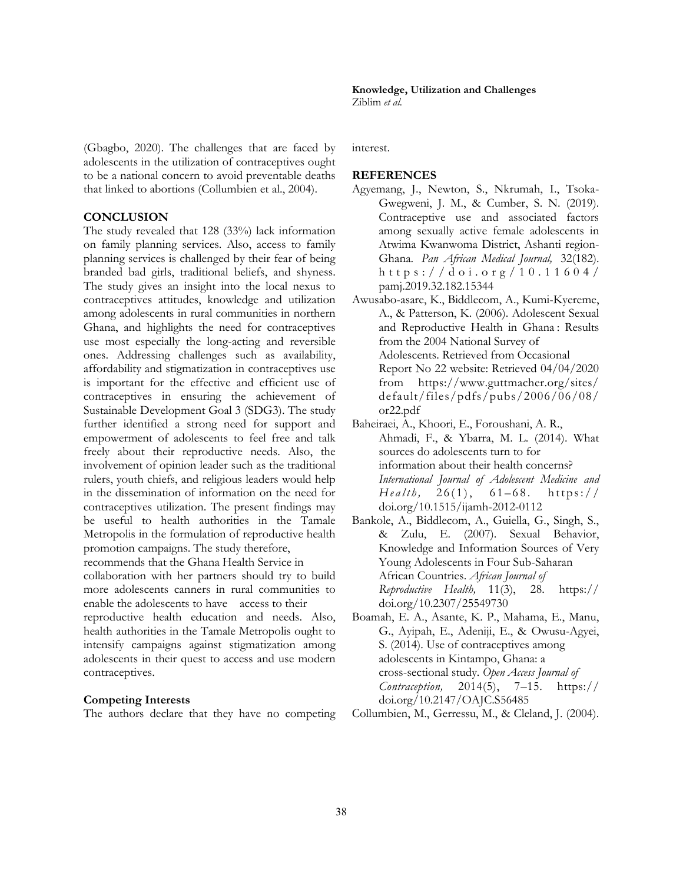(Gbagbo, 2020). The challenges that are faced by adolescents in the utilization of contraceptives ought to be a national concern to avoid preventable deaths that linked to abortions (Collumbien et al., 2004).

## CONCLUSION

The study revealed that 128 (33%) lack information on family planning services. Also, access to family planning services is challenged by their fear of being branded bad girls, traditional beliefs, and shyness. The study gives an insight into the local nexus to contraceptives attitudes, knowledge and utilization among adolescents in rural communities in northern Ghana, and highlights the need for contraceptives use most especially the long-acting and reversible ones. Addressing challenges such as availability, affordability and stigmatization in contraceptives use is important for the effective and efficient use of contraceptives in ensuring the achievement of Sustainable Development Goal 3 (SDG3). The study further identified a strong need for support and empowerment of adolescents to feel free and talk freely about their reproductive needs. Also, the involvement of opinion leader such as the traditional rulers, youth chiefs, and religious leaders would help in the dissemination of information on the need for contraceptives utilization. The present findings may be useful to health authorities in the Tamale Metropolis in the formulation of reproductive health promotion campaigns. The study therefore, recommends that the Ghana Health Service in collaboration with her partners should try to build more adolescents canners in rural communities to enable the adolescents to have access to their reproductive health education and needs. Also, health authorities in the Tamale Metropolis ought to intensify campaigns against stigmatization among adolescents in their quest to access and use modern contraceptives.

### Competing Interests

The authors declare that they have no competing interest.

## REFERENCES

Agyemang, J., Newton, S., Nkrumah, I., Tsoka-Gwegweni, J. M., & Cumber, S. N. (2019). Contraceptive use and associated factors among sexually active female adolescents in Atwima Kwanwoma District, Ashanti region-Ghana. *Pan African Medical Journal,* 32(182). https://doi.org/10.11604/pamj.2019.32.182.15344

Awusabo-asare, K., Biddlecom, A., Kumi-Kyereme, A., & Patterson, K. (2006). Adolescent Sexual and Reproductive Health in Ghana : Results from the 2004 National Survey of Adolescents. Retrieved from Occasional Report No 22 website: Retrieved 04/04/2020 from https://www.guttmacher.org/sites/default/files/pdfs/pubs/2006/06/08/or22.pdf

Baheiraei, A., Khoori, E., Foroushani, A. R., Ahmadi, F., & Ybarra, M. L. (2014). What sources do adolescents turn to for information about their health concerns? *International Journal of Adolescent Medicine and Health,* 26(1), 61–68. https://doi.org/10.1515/ijamh-2012-0112

Bankole, A., Biddlecom, A., Guiella, G., Singh, S., & Zulu, E. (2007). Sexual Behavior, Knowledge and Information Sources of Very Young Adolescents in Four Sub-Saharan African Countries. *African Journal of Reproductive Health,* 11(3), 28. https://doi.org/10.2307/25549730

Boamah, E. A., Asante, K. P., Mahama, E., Manu, G., Ayipah, E., Adeniji, E., & Owusu-Agyei, S. (2014). Use of contraceptives among adolescents in Kintampo, Ghana: a cross-sectional study. *Open Access Journal of Contraception,* 2014(5), 7–15. https://doi.org/10.2147/OAJC.S56485

Collumbien, M., Gerressu, M., & Cleland, J. (2004).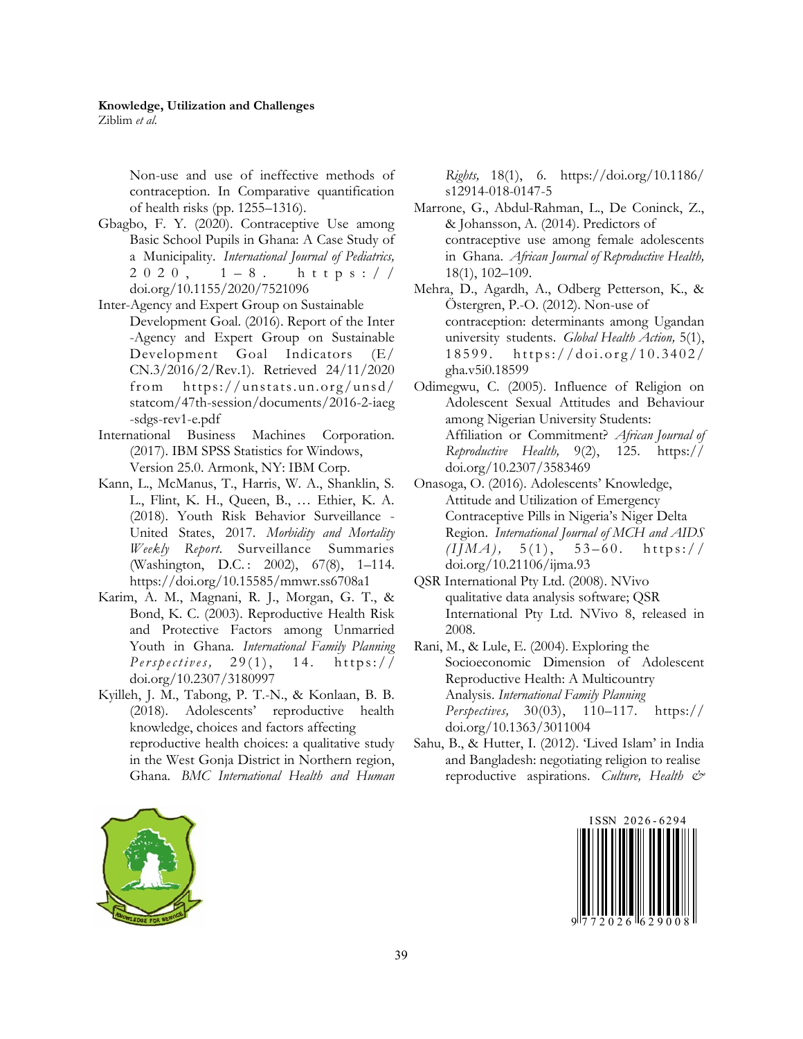Non-use and use of ineffective methods of contraception. In Comparative quantification of health risks (pp. 1255–1316).

Gbagbo, F. Y. (2020). Contraceptive Use among Basic School Pupils in Ghana: A Case Study of a Municipality. *International Journal of Pediatrics,* 2020, 1–8. https://doi.org/10.1155/2020/7521096

Inter-Agency and Expert Group on Sustainable Development Goal. (2016). Report of the Inter -Agency and Expert Group on Sustainable Development Goal Indicators (E/CN.3/2016/2/Rev.1). Retrieved 24/11/2020 from https://unstats.un.org/unsd/statcom/47th-session/documents/2016-2-iaeg-sdgs-rev1-e.pdf

International Business Machines Corporation. (2017). IBM SPSS Statistics for Windows, Version 25.0. Armonk, NY: IBM Corp.

Kann, L., McManus, T., Harris, W. A., Shanklin, S. L., Flint, K. H., Queen, B., … Ethier, K. A. (2018). Youth Risk Behavior Surveillance - United States, 2017. *Morbidity and Mortality Weekly Report.* Surveillance Summaries (Washington, D.C.: 2002), 67(8), 1–114. https://doi.org/10.15585/mmwr.ss6708a1

Karim, A. M., Magnani, R. J., Morgan, G. T., & Bond, K. C. (2003). Reproductive Health Risk and Protective Factors among Unmarried Youth in Ghana. *International Family Planning Perspectives,* 29(1), 14. https://doi.org/10.2307/3180997

Kyilleh, J. M., Tabong, P. T.-N., & Konlaan, B. B. (2018). Adolescents' reproductive health knowledge, choices and factors affecting reproductive health choices: a qualitative study in the West Gonja District in Northern region, Ghana. *BMC International Health and Human Rights,* 18(1), 6. https://doi.org/10.1186/s12914-018-0147-5

Marrone, G., Abdul-Rahman, L., De Coninck, Z., & Johansson, A. (2014). Predictors of contraceptive use among female adolescents in Ghana. *African Journal of Reproductive Health,* 18(1), 102–109.

Mehra, D., Agardh, A., Odberg Petterson, K., & Östergren, P.-O. (2012). Non-use of contraception: determinants among Ugandan university students. *Global Health Action,* 5(1), 18599. https://doi.org/10.3402/gha.v5i0.18599

Odimegwu, C. (2005). Influence of Religion on Adolescent Sexual Attitudes and Behaviour among Nigerian University Students: Affiliation or Commitment? *African Journal of Reproductive Health,* 9(2), 125. https://doi.org/10.2307/3583469

Onasoga, O. (2016). Adolescents' Knowledge, Attitude and Utilization of Emergency Contraceptive Pills in Nigeria's Niger Delta Region. *International Journal of MCH and AIDS (IJMA),* 5(1), 53–60. https://doi.org/10.21106/ijma.93

QSR International Pty Ltd. (2008). NVivo qualitative data analysis software; QSR International Pty Ltd. NVivo 8, released in 2008.

Rani, M., & Lule, E. (2004). Exploring the Socioeconomic Dimension of Adolescent Reproductive Health: A Multicountry Analysis. *International Family Planning Perspectives,* 30(03), 110–117. https://doi.org/10.1363/3011004

Sahu, B., & Hutter, I. (2012). 'Lived Islam' in India and Bangladesh: negotiating religion to realise reproductive aspirations. *Culture, Health &*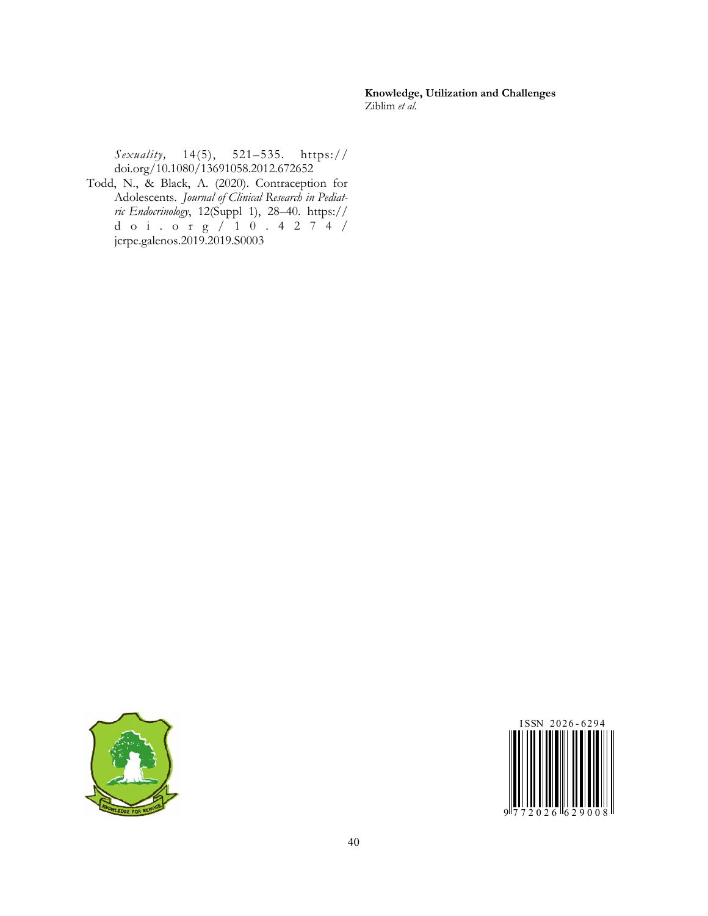*Sexuality,* 14(5), 521–535. https://doi.org/10.1080/13691058.2012.672652

Todd, N., & Black, A. (2020). Contraception for Adolescents. *Journal of Clinical Research in Pediatric Endocrinology*, 12(Suppl 1), 28–40. https://doi.org/10.4274/jcrpe.galenos.2019.2019.S0003

ISSN 2026-6294